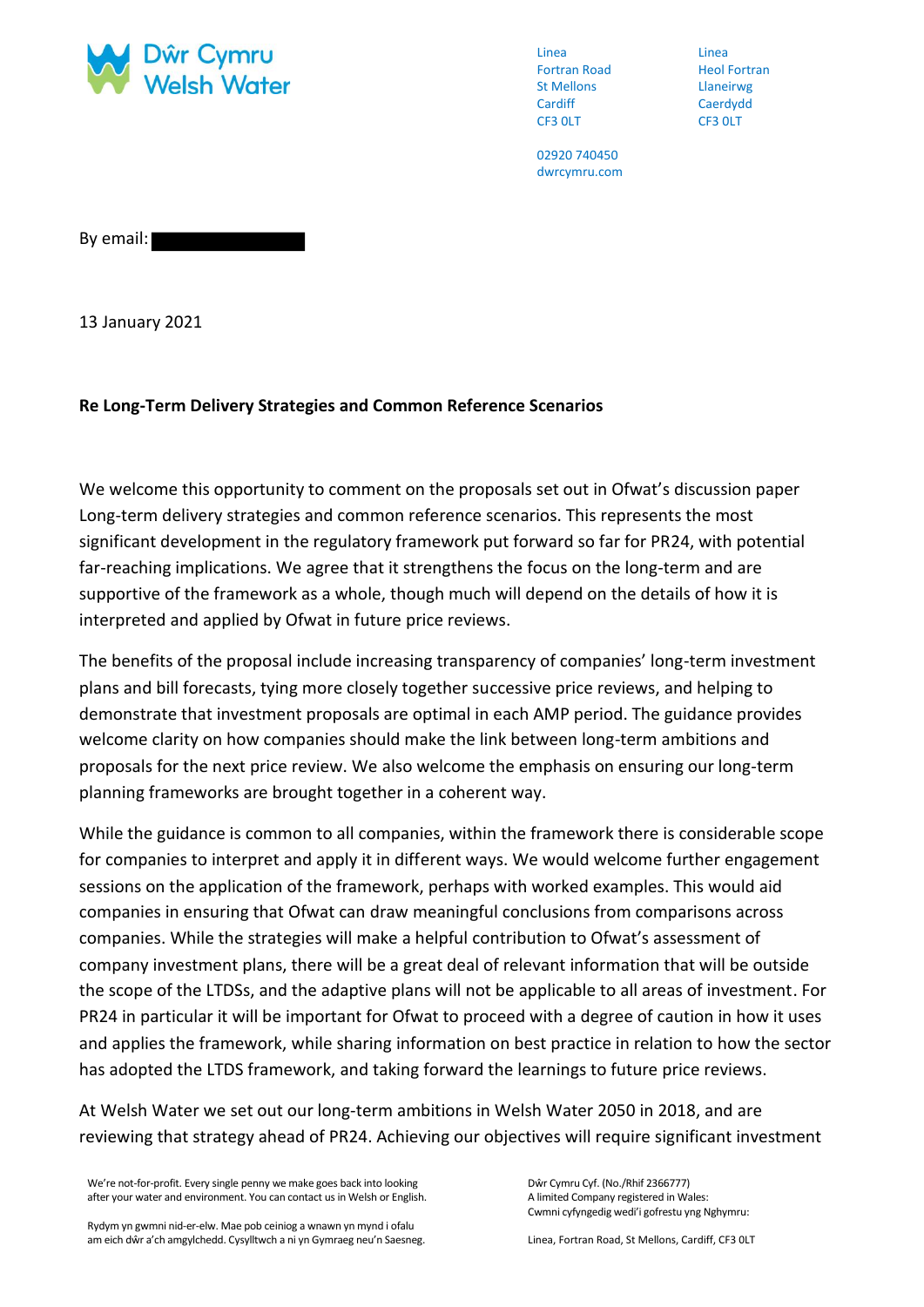Dŵr Cymru Welsh Water

Linea
Fortran Road
St Mellons
Cardiff
CF3 0LT

Linea
Heol Fortran
Llaneirwg
Caerdydd
CF3 0LT

02920 740450
dwrcymru.com

By email:

13 January 2021

**Re Long-Term Delivery Strategies and Common Reference Scenarios**

We welcome this opportunity to comment on the proposals set out in Ofwat's discussion paper Long-term delivery strategies and common reference scenarios. This represents the most significant development in the regulatory framework put forward so far for PR24, with potential far-reaching implications. We agree that it strengthens the focus on the long-term and are supportive of the framework as a whole, though much will depend on the details of how it is interpreted and applied by Ofwat in future price reviews.

The benefits of the proposal include increasing transparency of companies' long-term investment plans and bill forecasts, tying more closely together successive price reviews, and helping to demonstrate that investment proposals are optimal in each AMP period. The guidance provides welcome clarity on how companies should make the link between long-term ambitions and proposals for the next price review. We also welcome the emphasis on ensuring our long-term planning frameworks are brought together in a coherent way.

While the guidance is common to all companies, within the framework there is considerable scope for companies to interpret and apply it in different ways. We would welcome further engagement sessions on the application of the framework, perhaps with worked examples. This would aid companies in ensuring that Ofwat can draw meaningful conclusions from comparisons across companies. While the strategies will make a helpful contribution to Ofwat's assessment of company investment plans, there will be a great deal of relevant information that will be outside the scope of the LTDSs, and the adaptive plans will not be applicable to all areas of investment. For PR24 in particular it will be important for Ofwat to proceed with a degree of caution in how it uses and applies the framework, while sharing information on best practice in relation to how the sector has adopted the LTDS framework, and taking forward the learnings to future price reviews.

At Welsh Water we set out our long-term ambitions in Welsh Water 2050 in 2018, and are reviewing that strategy ahead of PR24. Achieving our objectives will require significant investment

We're not-for-profit. Every single penny we make goes back into looking after your water and environment. You can contact us in Welsh or English.

Rydym yn gwmni nid-er-elw. Mae pob ceiniog a wnawn yn mynd i ofalu am eich dŵr a'ch amgylchedd. Cysylltwch a ni yn Gymraeg neu'n Saesneg.

Dŵr Cymru Cyf. (No./Rhif 2366777)
A limited Company registered in Wales:
Cwmni cyfyngedig wedi'i gofrestu yng Nghymru:

Linea, Fortran Road, St Mellons, Cardiff, CF3 0LT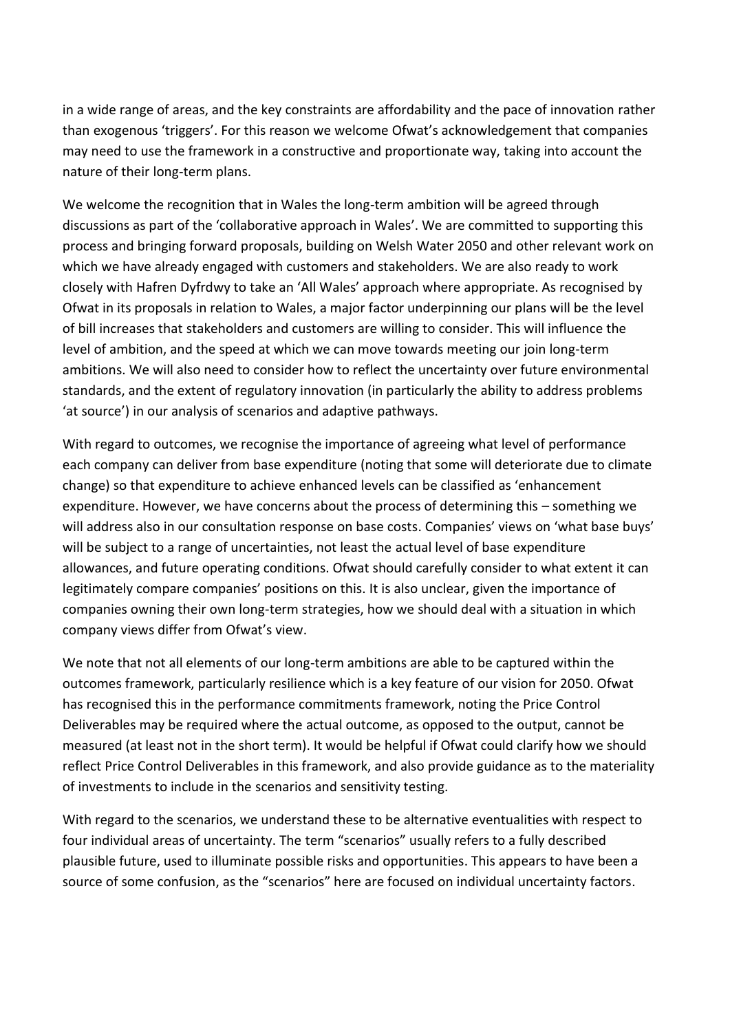in a wide range of areas, and the key constraints are affordability and the pace of innovation rather than exogenous 'triggers'. For this reason we welcome Ofwat's acknowledgement that companies may need to use the framework in a constructive and proportionate way, taking into account the nature of their long-term plans.

We welcome the recognition that in Wales the long-term ambition will be agreed through discussions as part of the 'collaborative approach in Wales'. We are committed to supporting this process and bringing forward proposals, building on Welsh Water 2050 and other relevant work on which we have already engaged with customers and stakeholders. We are also ready to work closely with Hafren Dyfrdwy to take an 'All Wales' approach where appropriate. As recognised by Ofwat in its proposals in relation to Wales, a major factor underpinning our plans will be the level of bill increases that stakeholders and customers are willing to consider. This will influence the level of ambition, and the speed at which we can move towards meeting our join long-term ambitions. We will also need to consider how to reflect the uncertainty over future environmental standards, and the extent of regulatory innovation (in particularly the ability to address problems 'at source') in our analysis of scenarios and adaptive pathways.

With regard to outcomes, we recognise the importance of agreeing what level of performance each company can deliver from base expenditure (noting that some will deteriorate due to climate change) so that expenditure to achieve enhanced levels can be classified as 'enhancement expenditure. However, we have concerns about the process of determining this – something we will address also in our consultation response on base costs. Companies' views on 'what base buys' will be subject to a range of uncertainties, not least the actual level of base expenditure allowances, and future operating conditions. Ofwat should carefully consider to what extent it can legitimately compare companies' positions on this. It is also unclear, given the importance of companies owning their own long-term strategies, how we should deal with a situation in which company views differ from Ofwat's view.

We note that not all elements of our long-term ambitions are able to be captured within the outcomes framework, particularly resilience which is a key feature of our vision for 2050. Ofwat has recognised this in the performance commitments framework, noting the Price Control Deliverables may be required where the actual outcome, as opposed to the output, cannot be measured (at least not in the short term). It would be helpful if Ofwat could clarify how we should reflect Price Control Deliverables in this framework, and also provide guidance as to the materiality of investments to include in the scenarios and sensitivity testing.

With regard to the scenarios, we understand these to be alternative eventualities with respect to four individual areas of uncertainty. The term "scenarios" usually refers to a fully described plausible future, used to illuminate possible risks and opportunities. This appears to have been a source of some confusion, as the "scenarios" here are focused on individual uncertainty factors.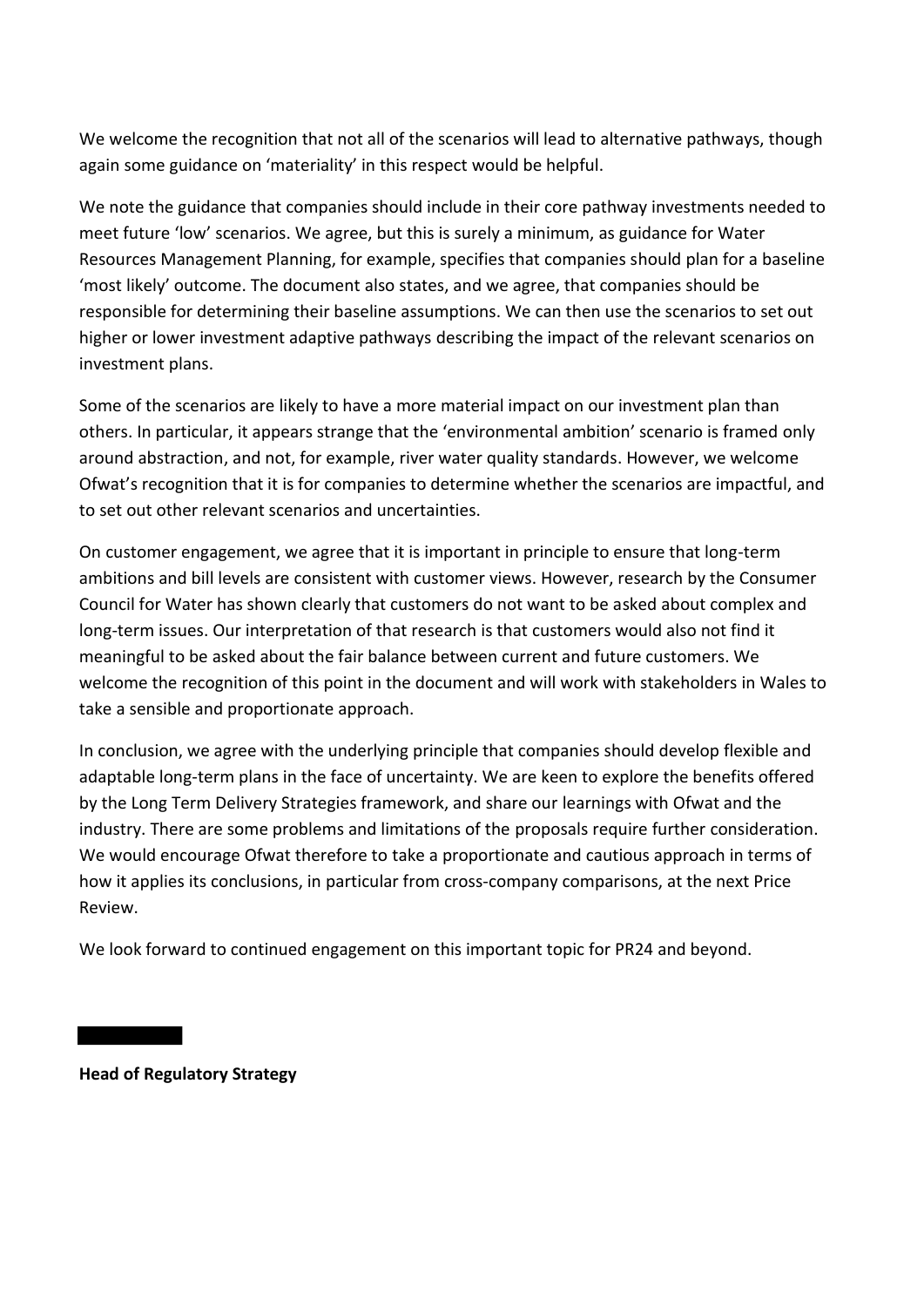We welcome the recognition that not all of the scenarios will lead to alternative pathways, though again some guidance on 'materiality' in this respect would be helpful.

We note the guidance that companies should include in their core pathway investments needed to meet future 'low' scenarios. We agree, but this is surely a minimum, as guidance for Water Resources Management Planning, for example, specifies that companies should plan for a baseline 'most likely' outcome. The document also states, and we agree, that companies should be responsible for determining their baseline assumptions. We can then use the scenarios to set out higher or lower investment adaptive pathways describing the impact of the relevant scenarios on investment plans.

Some of the scenarios are likely to have a more material impact on our investment plan than others. In particular, it appears strange that the 'environmental ambition' scenario is framed only around abstraction, and not, for example, river water quality standards. However, we welcome Ofwat's recognition that it is for companies to determine whether the scenarios are impactful, and to set out other relevant scenarios and uncertainties.

On customer engagement, we agree that it is important in principle to ensure that long-term ambitions and bill levels are consistent with customer views. However, research by the Consumer Council for Water has shown clearly that customers do not want to be asked about complex and long-term issues. Our interpretation of that research is that customers would also not find it meaningful to be asked about the fair balance between current and future customers. We welcome the recognition of this point in the document and will work with stakeholders in Wales to take a sensible and proportionate approach.

In conclusion, we agree with the underlying principle that companies should develop flexible and adaptable long-term plans in the face of uncertainty. We are keen to explore the benefits offered by the Long Term Delivery Strategies framework, and share our learnings with Ofwat and the industry. There are some problems and limitations of the proposals require further consideration. We would encourage Ofwat therefore to take a proportionate and cautious approach in terms of how it applies its conclusions, in particular from cross-company comparisons, at the next Price Review.

We look forward to continued engagement on this important topic for PR24 and beyond.

**Head of Regulatory Strategy**